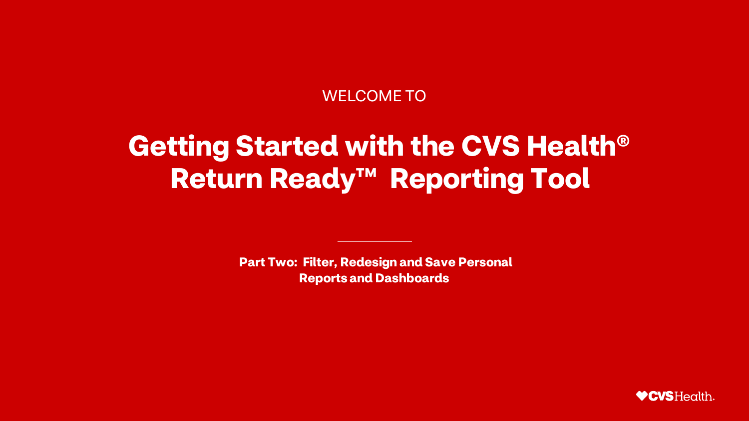WELCOME TO

# Getting Started with the CVS Health® Return Ready™ Reporting Tool

**Part Two: Filter, Redesign and Save Personal Reports and Dashboards**

CVS Health.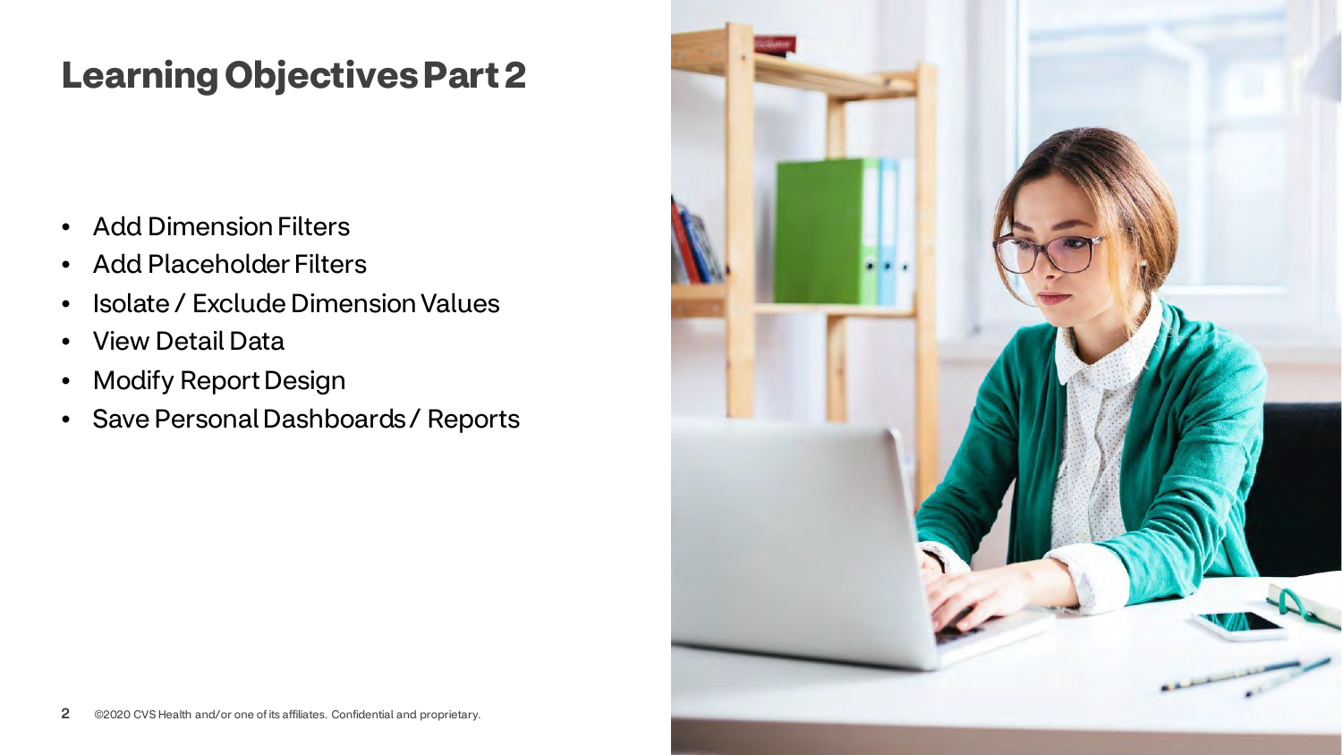# Learning Objectives Part 2

- Add Dimension Filters
- Add Placeholder Filters
- Isolate / Exclude Dimension Values
- View Detail Data
- Modify Report Design
- Save Personal Dashboards / Reports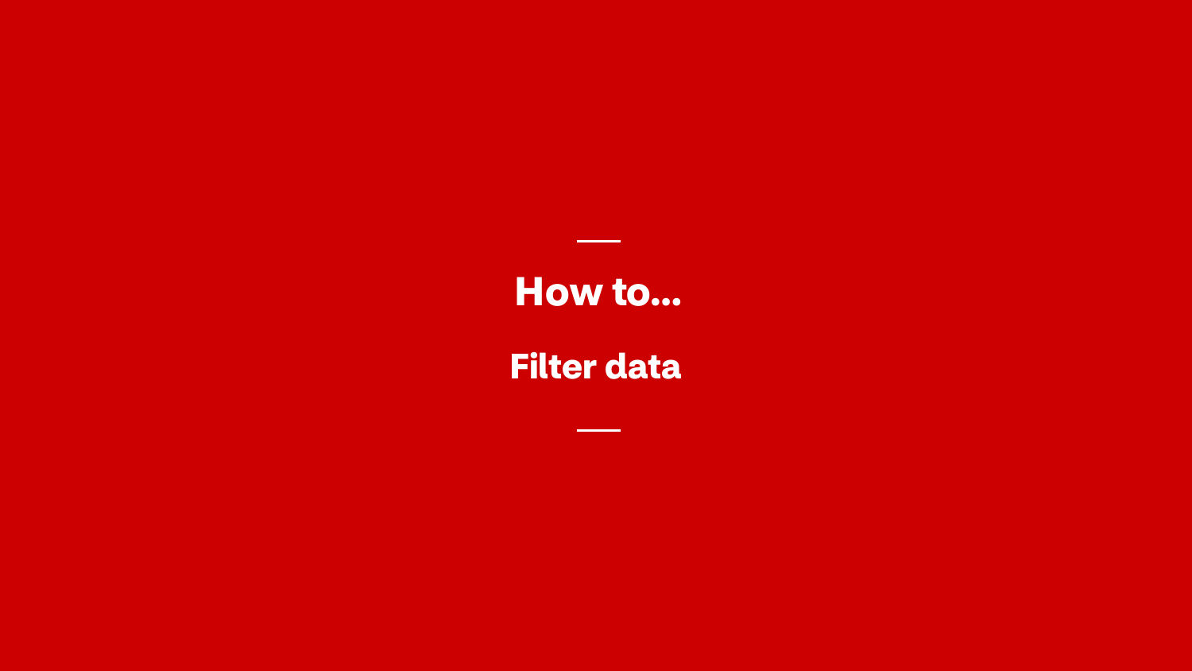# How to...

## Filter data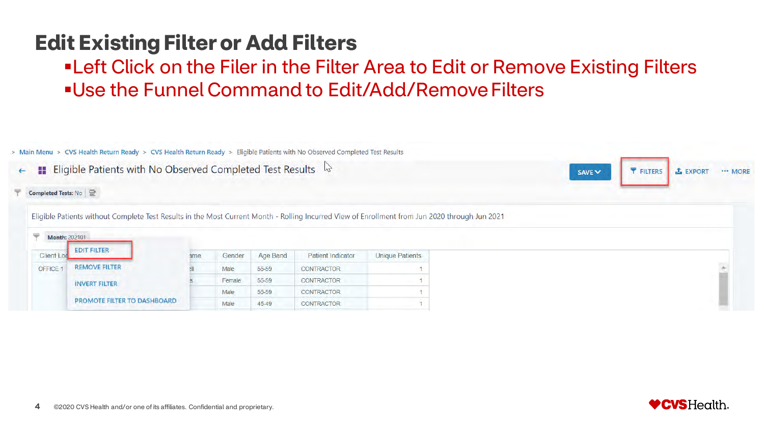# Edit Existing Filter or Add Filters

- Left Click on the Filer in the Filter Area to Edit or Remove Existing Filters
- Use the Funnel Command to Edit/Add/Remove Filters

> Main Menu > CVS Health Return Ready > CVS Health Return Ready > Eligible Patients with No Observed Completed Test Results

Eligible Patients with No Observed Completed Test Results

SAVE | FILTERS | EXPORT | ··· MORE

Completed Tests: No

Eligible Patients without Complete Test Results in the Most Current Month - Rolling Incurred View of Enrollment from Jun 2020 through Jun 2021

Month: 202101

EDIT FILTER
REMOVE FILTER
INVERT FILTER
PROMOTE FILTER TO DASHBOARD

| Client Loc | ...ame | Gender | Age Band | Patient Indicator | Unique Patients |
|---|---|---|---|---|---|
| OFFICE 1 | ...ell | Male | 55-59 | CONTRACTOR | 1 |
| | ...s | Female | 55-59 | CONTRACTOR | 1 |
| | | Male | 55-59 | CONTRACTOR | 1 |
| | | Male | 45-49 | CONTRACTOR | 1 |

©2020 CVS Health and/or one of its affiliates. Confidential and proprietary.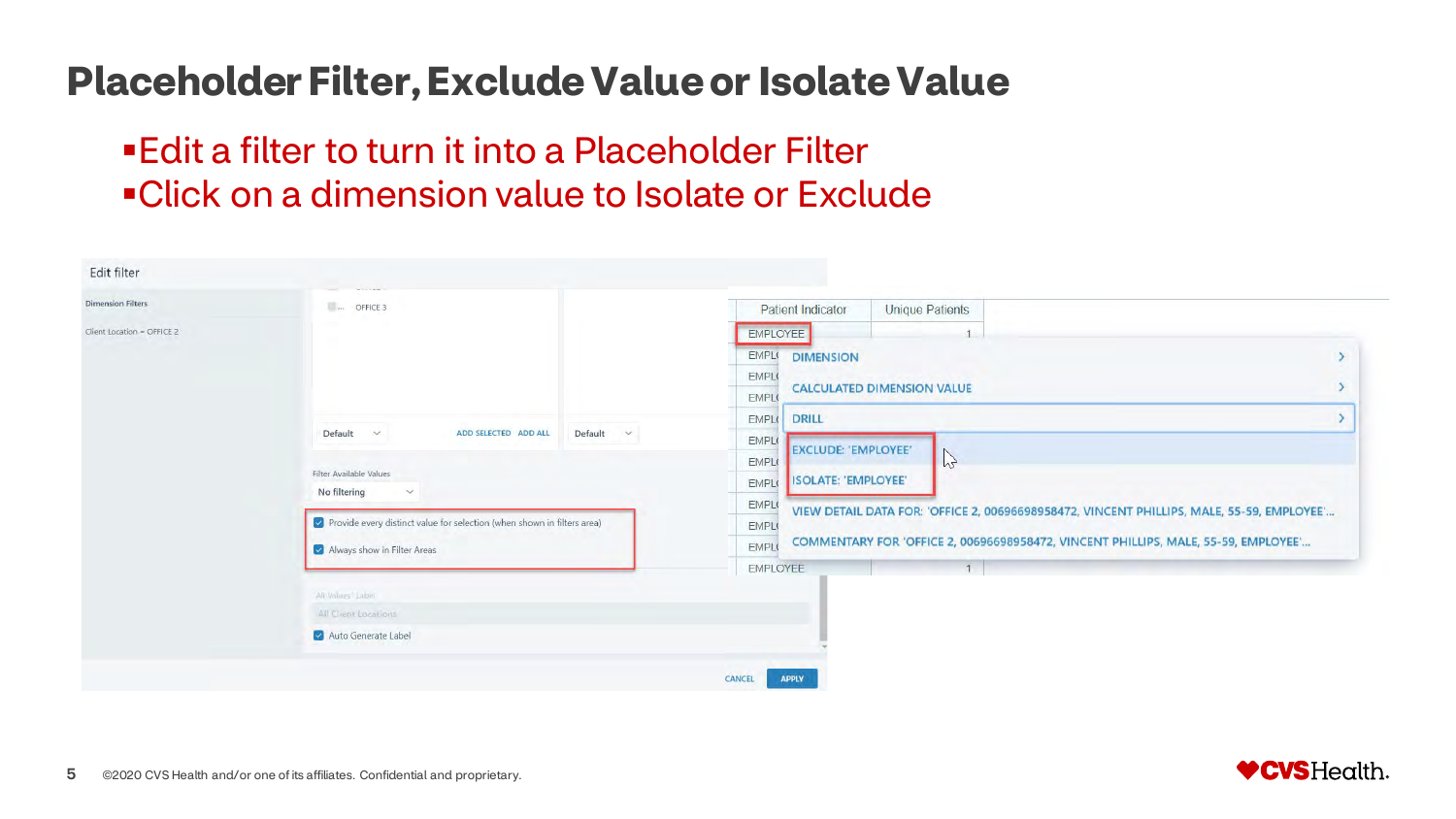# Placeholder Filter, Exclude Value or Isolate Value

- Edit a filter to turn it into a Placeholder Filter
- Click on a dimension value to Isolate or Exclude

Edit filter

Dimension Filters

Client Location = OFFICE 2

OFFICE 3

Default ADD SELECTED ADD ALL Default

Filter Available Values

No filtering

☑ Provide every distinct value for selection (when shown in filters area)

☑ Always show in Filter Areas

'All Values' Label

All Client Locations

☑ Auto Generate Label

CANCEL APPLY

| Patient Indicator | Unique Patients |
| --- | --- |
| EMPLOYEE | 1 |
| EMPLOYEE | 1 |

DIMENSION

CALCULATED DIMENSION VALUE

DRILL

EXCLUDE: 'EMPLOYEE'

ISOLATE: 'EMPLOYEE'

VIEW DETAIL DATA FOR: 'OFFICE 2, 00696698958472, VINCENT PHILLIPS, MALE, 55-59, EMPLOYEE'...

COMMENTARY FOR 'OFFICE 2, 00696698958472, VINCENT PHILLIPS, MALE, 55-59, EMPLOYEE'...

©2020 CVS Health and/or one of its affiliates. Confidential and proprietary.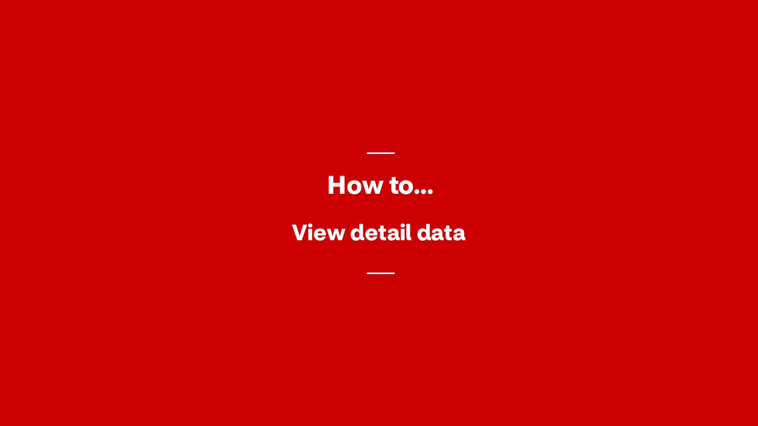# How to...

## View detail data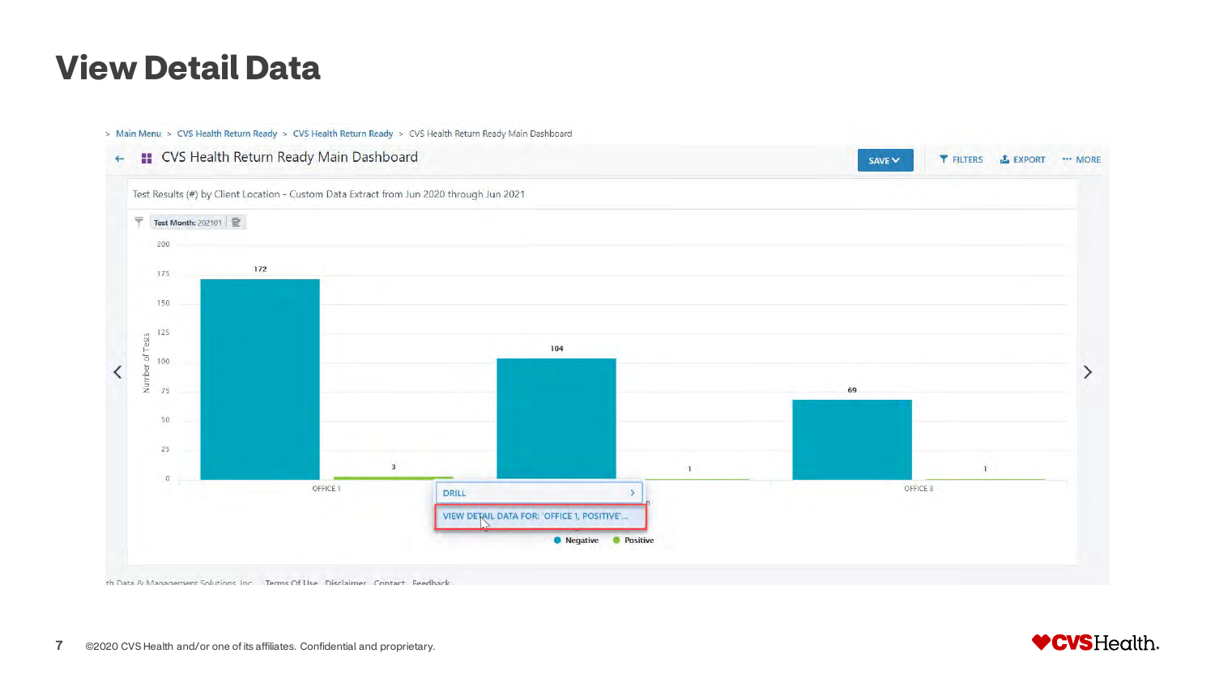# View Detail Data

> Main Menu > CVS Health Return Ready > CVS Health Return Ready > CVS Health Return Ready Main Dashboard

← CVS Health Return Ready Main Dashboard

SAVE | FILTERS | EXPORT | MORE

Test Results (#) by Client Location - Custom Data Extract from Jun 2020 through Jun 2021

Test Month: 202101

Number of Tests

| Location | Negative | Positive |
| --- | --- | --- |
| OFFICE 1 | 172 | 3 |
| (unlabeled) | 104 | 1 |
| OFFICE 3 | 69 | 1 |

DRILL

VIEW DETAIL DATA FOR: 'OFFICE 1, POSITIVE'...

● Negative ● Positive

th Data & Management Solutions, Inc. Terms Of Use Disclaimer Contact Feedback

©2020 CVS Health and/or one of its affiliates. Confidential and proprietary.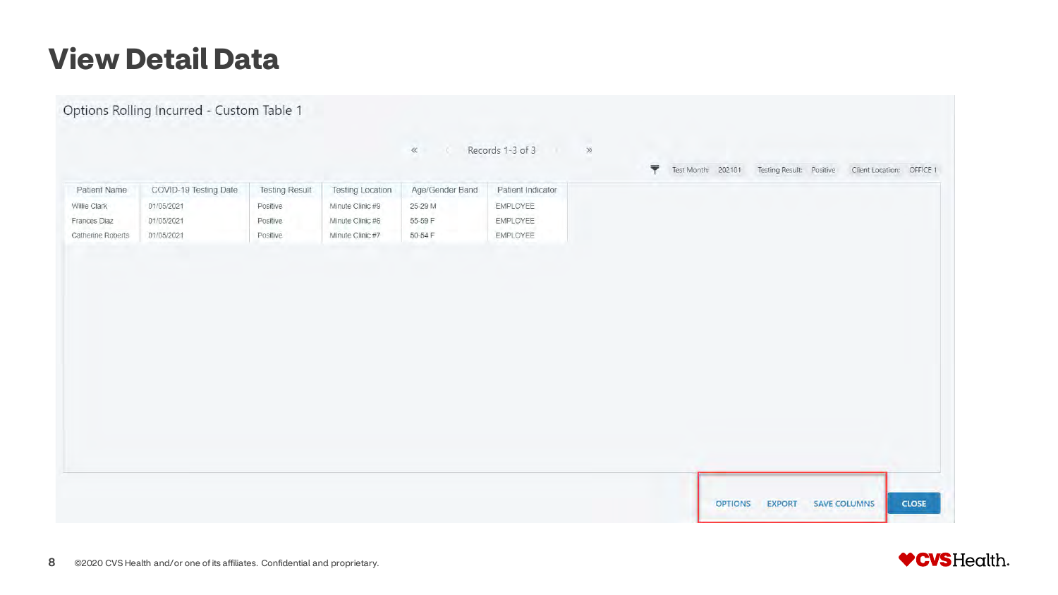# View Detail Data

Options Rolling Incurred - Custom Table 1

« ‹ Records 1-3 of 3 › »

Test Month: 202101 Testing Result: Positive Client Location: OFFICE 1

| Patient Name | COVID-19 Testing Date | Testing Result | Testing Location | Age/Gender Band | Patient Indicator |
|---|---|---|---|---|---|
| Willie Clark | 01/05/2021 | Positive | Minute Clinic #9 | 25-29 M | EMPLOYEE |
| Frances Diaz | 01/05/2021 | Positive | Minute Clinic #6 | 55-59 F | EMPLOYEE |
| Catherine Roberts | 01/05/2021 | Positive | Minute Clinic #7 | 50-54 F | EMPLOYEE |

OPTIONS EXPORT SAVE COLUMNS CLOSE

©2020 CVS Health and/or one of its affiliates. Confidential and proprietary.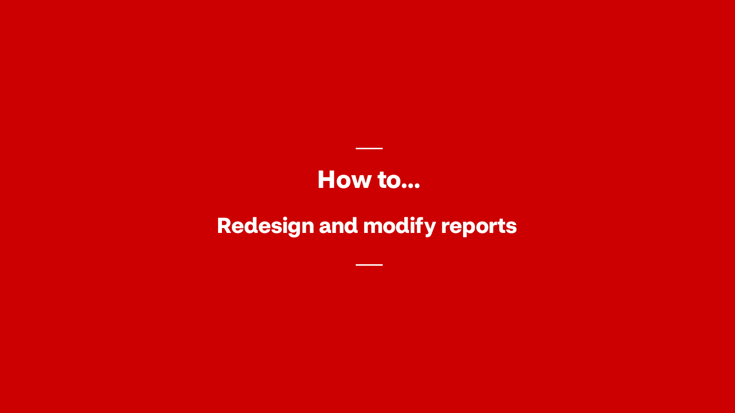# How to...

## Redesign and modify reports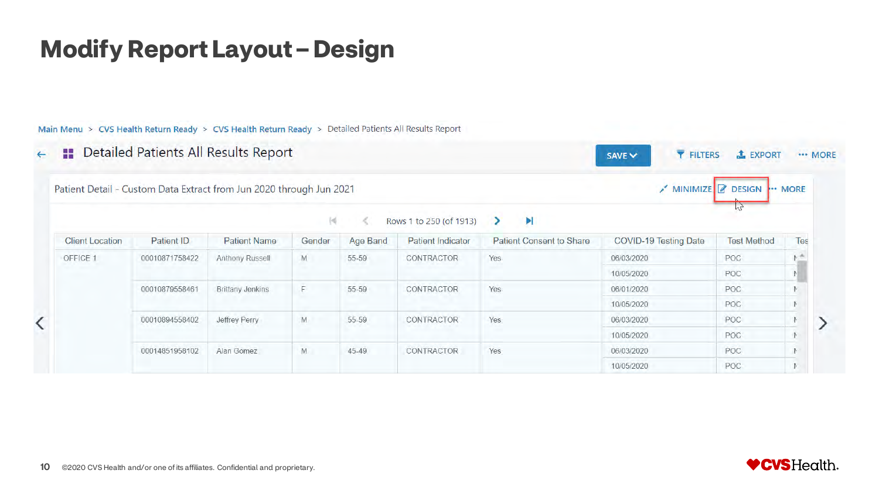# Modify Report Layout – Design

Main Menu > CVS Health Return Ready > CVS Health Return Ready > Detailed Patients All Results Report

Detailed Patients All Results Report

SAVE | FILTERS | EXPORT | MORE

Patient Detail - Custom Data Extract from Jun 2020 through Jun 2021

MINIMIZE | DESIGN | MORE

Rows 1 to 250 (of 1913)

| Client Location | Patient ID | Patient Name | Gender | Age Band | Patient Indicator | Patient Consent to Share | COVID-19 Testing Date | Test Method | Tes |
|---|---|---|---|---|---|---|---|---|---|
| OFFICE 1 | 00010871758422 | Anthony Russell | M | 55-59 | CONTRACTOR | Yes | 06/03/2020 | POC | N |
| | | | | | | | 10/05/2020 | POC | N |
| | 00010879558461 | Brittany Jenkins | F | 55-59 | CONTRACTOR | Yes | 06/01/2020 | POC | N |
| | | | | | | | 10/05/2020 | POC | N |
| | 00010894558402 | Jeffrey Perry | M | 55-59 | CONTRACTOR | Yes | 06/03/2020 | POC | N |
| | | | | | | | 10/05/2020 | POC | N |
| | 00014851958102 | Alan Gomez | M | 45-49 | CONTRACTOR | Yes | 06/03/2020 | POC | N |
| | | | | | | | 10/05/2020 | POC | N |

©2020 CVS Health and/or one of its affiliates. Confidential and proprietary.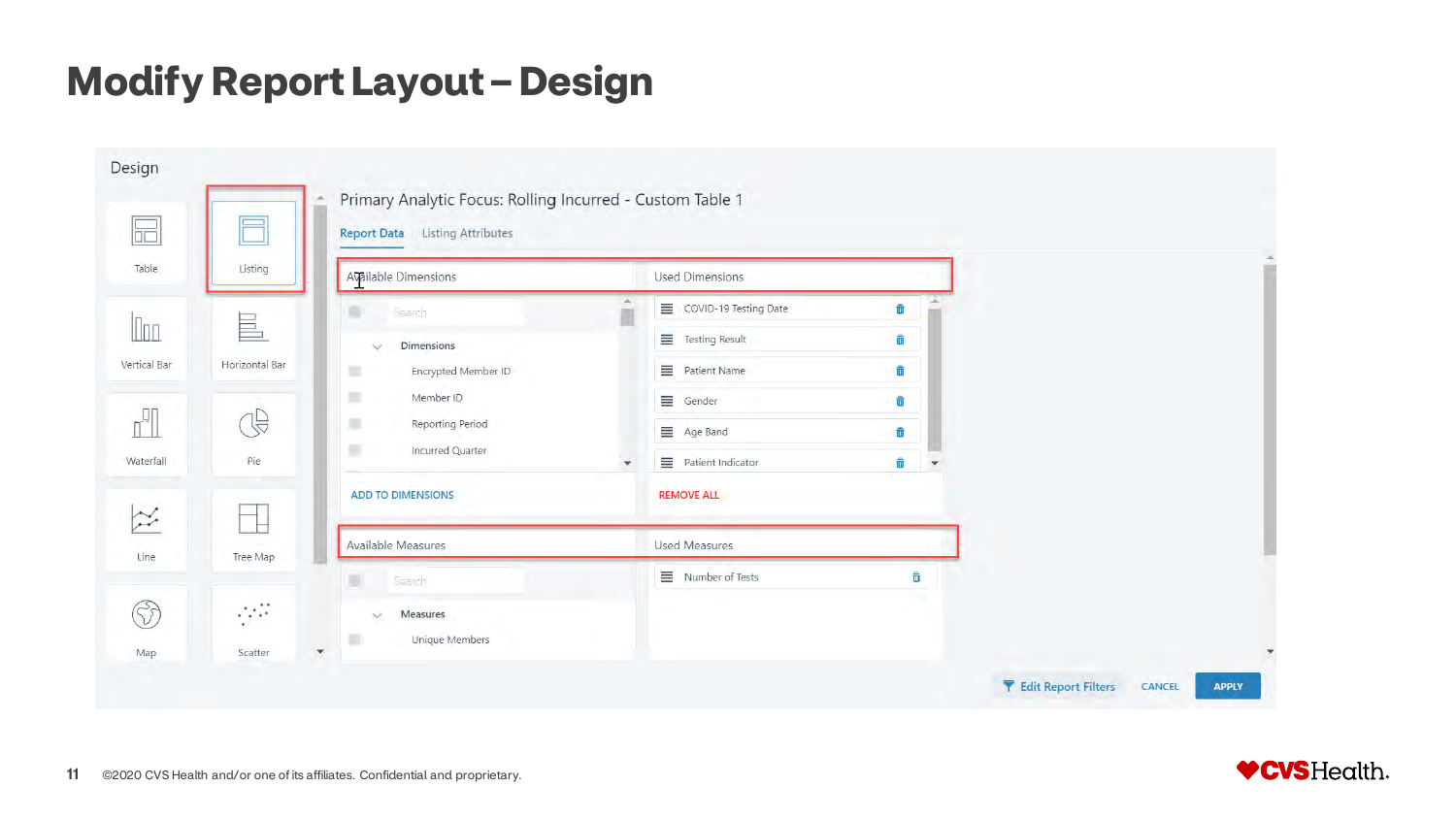# Modify Report Layout – Design

Design

- Table
- Listing
- Vertical Bar
- Horizontal Bar
- Waterfall
- Pie
- Line
- Tree Map
- Map
- Scatter

Primary Analytic Focus: Rolling Incurred - Custom Table 1

Report Data | Listing Attributes

| Available Dimensions | Used Dimensions |
| --- | --- |
| Search | COVID-19 Testing Date |
| Dimensions | Testing Result |
| Encrypted Member ID | Patient Name |
| Member ID | Gender |
| Reporting Period | Age Band |
| Incurred Quarter | Patient Indicator |
| ADD TO DIMENSIONS | REMOVE ALL |

| Available Measures | Used Measures |
| --- | --- |
| Search | Number of Tests |
| Measures | |
| Unique Members | |

Edit Report Filters | CANCEL | APPLY

©2020 CVS Health and/or one of its affiliates. Confidential and proprietary.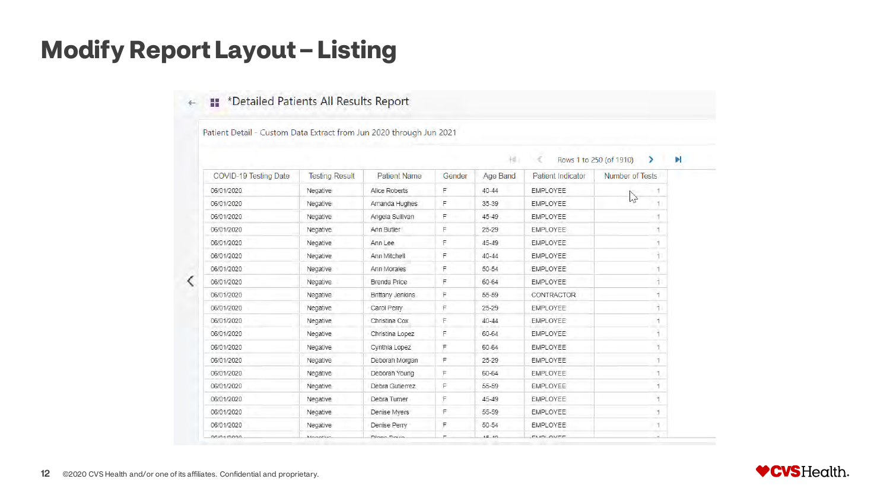# Modify Report Layout – Listing

*Detailed Patients All Results Report

Patient Detail - Custom Data Extract from Jun 2020 through Jun 2021

Rows 1 to 250 (of 1910)

| COVID-19 Testing Date | Testing Result | Patient Name | Gender | Age Band | Patient Indicator | Number of Tests |
|---|---|---|---|---|---|---|
| 06/01/2020 | Negative | Alice Roberts | F | 40-44 | EMPLOYEE | 1 |
| 06/01/2020 | Negative | Amanda Hughes | F | 35-39 | EMPLOYEE | 1 |
| 06/01/2020 | Negative | Angela Sullivan | F | 45-49 | EMPLOYEE | 1 |
| 06/01/2020 | Negative | Ann Butler | F | 25-29 | EMPLOYEE | 1 |
| 06/01/2020 | Negative | Ann Lee | F | 45-49 | EMPLOYEE | 1 |
| 06/01/2020 | Negative | Ann Mitchell | F | 40-44 | EMPLOYEE | 1 |
| 06/01/2020 | Negative | Ann Morales | F | 50-54 | EMPLOYEE | 1 |
| 06/01/2020 | Negative | Brenda Price | F | 60-64 | EMPLOYEE | 1 |
| 06/01/2020 | Negative | Brittany Jenkins | F | 65-69 | CONTRACTOR | 1 |
| 06/01/2020 | Negative | Carol Perry | F | 25-29 | EMPLOYEE | 1 |
| 06/01/2020 | Negative | Christina Cox | F | 40-44 | EMPLOYEE | 1 |
| 06/01/2020 | Negative | Christina Lopez | F | 60-64 | EMPLOYEE | 1 |
| 06/01/2020 | Negative | Cynthia Lopez | F | 60-64 | EMPLOYEE | 1 |
| 06/01/2020 | Negative | Deborah Morgan | F | 25-29 | EMPLOYEE | 1 |
| 06/01/2020 | Negative | Deborah Young | F | 60-64 | EMPLOYEE | 1 |
| 06/01/2020 | Negative | Debra Gutierrez | F | 55-59 | EMPLOYEE | 1 |
| 06/01/2020 | Negative | Debra Turner | F | 45-49 | EMPLOYEE | 1 |
| 06/01/2020 | Negative | Denise Myers | F | 55-59 | EMPLOYEE | 1 |
| 06/01/2020 | Negative | Denise Perry | F | 50-54 | EMPLOYEE | 1 |

©2020 CVS Health and/or one of its affiliates. Confidential and proprietary.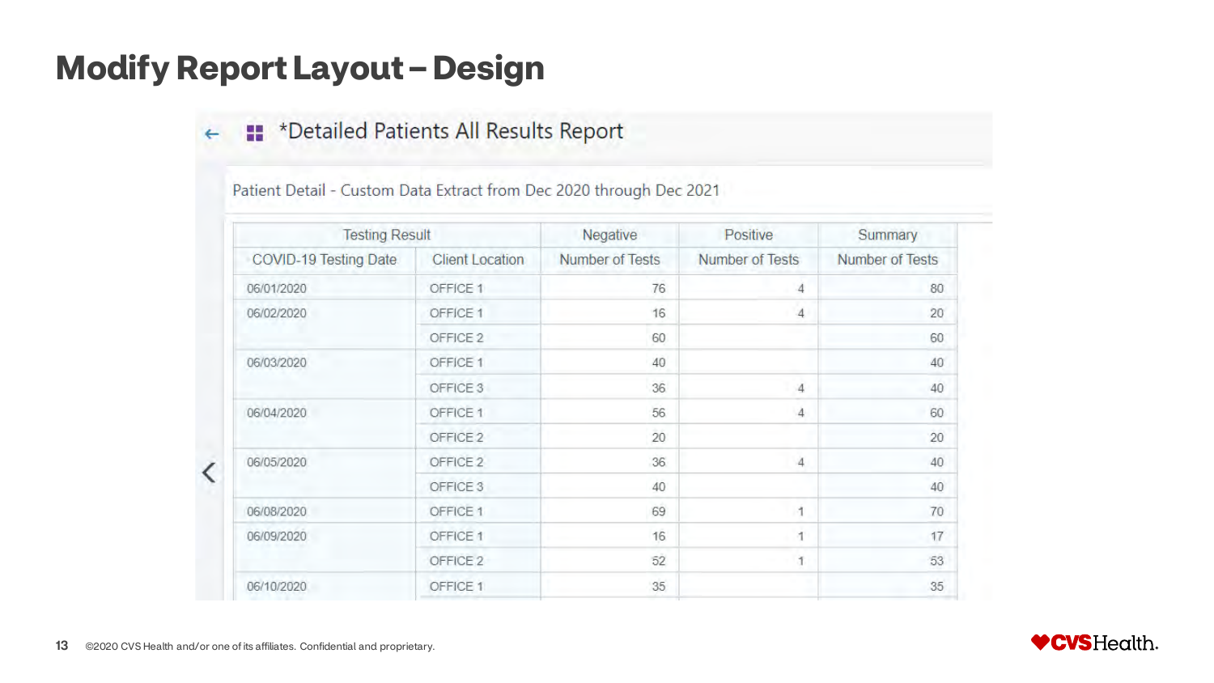# Modify Report Layout – Design

*Detailed Patients All Results Report

Patient Detail - Custom Data Extract from Dec 2020 through Dec 2021

| Testing Result | | Negative | Positive | Summary |
|---|---|---|---|---|
| COVID-19 Testing Date | Client Location | Number of Tests | Number of Tests | Number of Tests |
| 06/01/2020 | OFFICE 1 | 76 | 4 | 80 |
| 06/02/2020 | OFFICE 1 | 16 | 4 | 20 |
| | OFFICE 2 | 60 | | 60 |
| 06/03/2020 | OFFICE 1 | 40 | | 40 |
| | OFFICE 3 | 36 | 4 | 40 |
| 06/04/2020 | OFFICE 1 | 56 | 4 | 60 |
| | OFFICE 2 | 20 | | 20 |
| 06/05/2020 | OFFICE 2 | 36 | 4 | 40 |
| | OFFICE 3 | 40 | | 40 |
| 06/08/2020 | OFFICE 1 | 69 | 1 | 70 |
| 06/09/2020 | OFFICE 1 | 16 | 1 | 17 |
| | OFFICE 2 | 52 | 1 | 53 |
| 06/10/2020 | OFFICE 1 | 35 | | 35 |

©2020 CVS Health and/or one of its affiliates. Confidential and proprietary.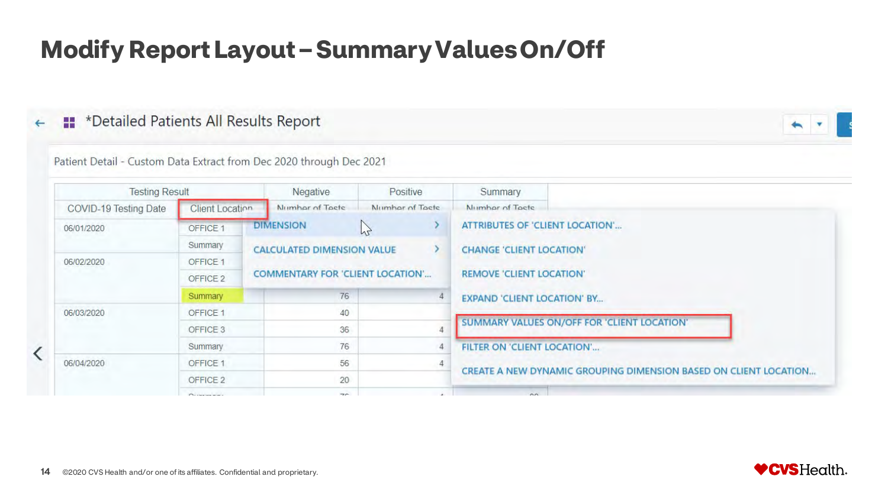# Modify Report Layout – Summary Values On/Off

*Detailed Patients All Results Report

Patient Detail - Custom Data Extract from Dec 2020 through Dec 2021

| Testing Result | | Negative | Positive | Summary |
|---|---|---|---|---|
| COVID-19 Testing Date | Client Location | Number of Tests | Number of Tests | Number of Tests |
| 06/01/2020 | OFFICE 1 | | | |
| | Summary | | | |
| 06/02/2020 | OFFICE 1 | | | |
| | OFFICE 2 | | | |
| | Summary | 76 | 4 | |
| 06/03/2020 | OFFICE 1 | 40 | | |
| | OFFICE 3 | 36 | 4 | |
| | Summary | 76 | 4 | |
| 06/04/2020 | OFFICE 1 | 56 | 4 | |
| | OFFICE 2 | 20 | | |

- DIMENSION >
- CALCULATED DIMENSION VALUE >
- COMMENTARY FOR 'CLIENT LOCATION'...

- ATTRIBUTES OF 'CLIENT LOCATION'...
- CHANGE 'CLIENT LOCATION'
- REMOVE 'CLIENT LOCATION'
- EXPAND 'CLIENT LOCATION' BY...
- SUMMARY VALUES ON/OFF FOR 'CLIENT LOCATION'
- FILTER ON 'CLIENT LOCATION'...
- CREATE A NEW DYNAMIC GROUPING DIMENSION BASED ON CLIENT LOCATION...

©2020 CVS Health and/or one of its affiliates. Confidential and proprietary.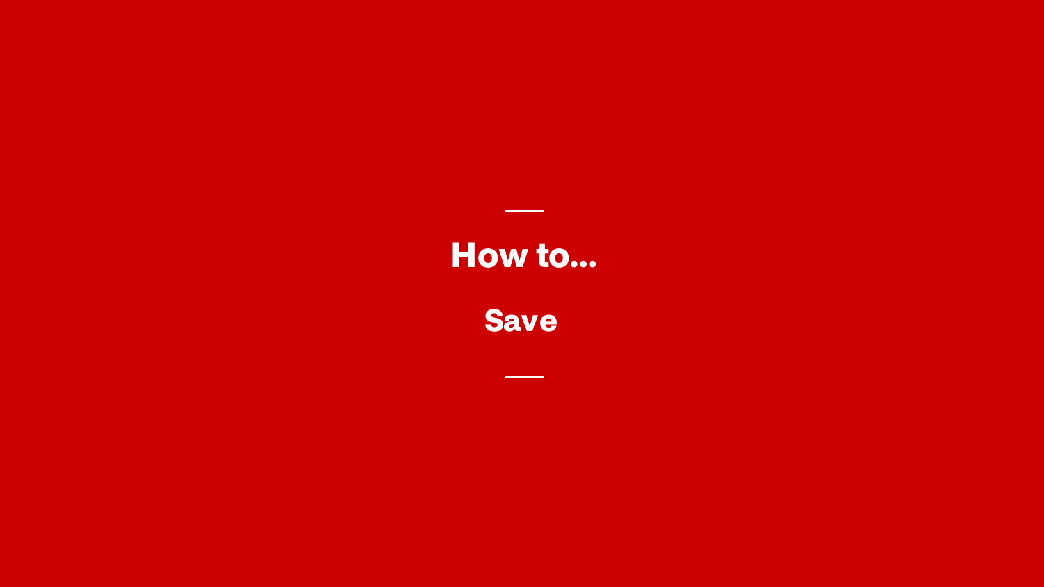# How to...

## Save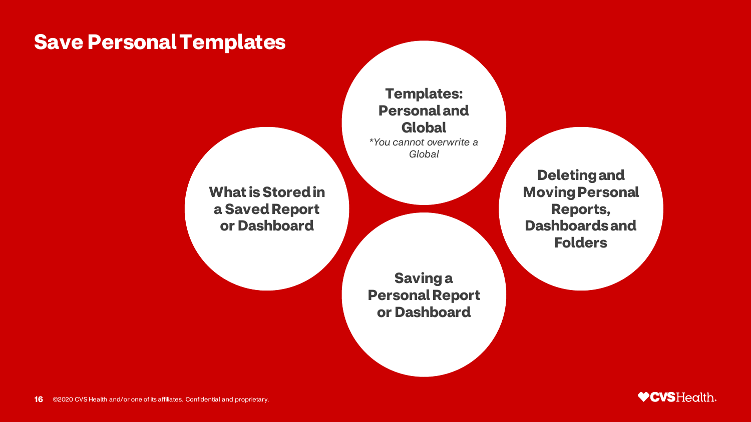# Save Personal Templates

**Templates: Personal and Global**

*\*You cannot overwrite a Global*

**What is Stored in a Saved Report or Dashboard**

**Deleting and Moving Personal Reports, Dashboards and Folders**

**Saving a Personal Report or Dashboard**

©2020 CVS Health and/or one of its affiliates. Confidential and proprietary.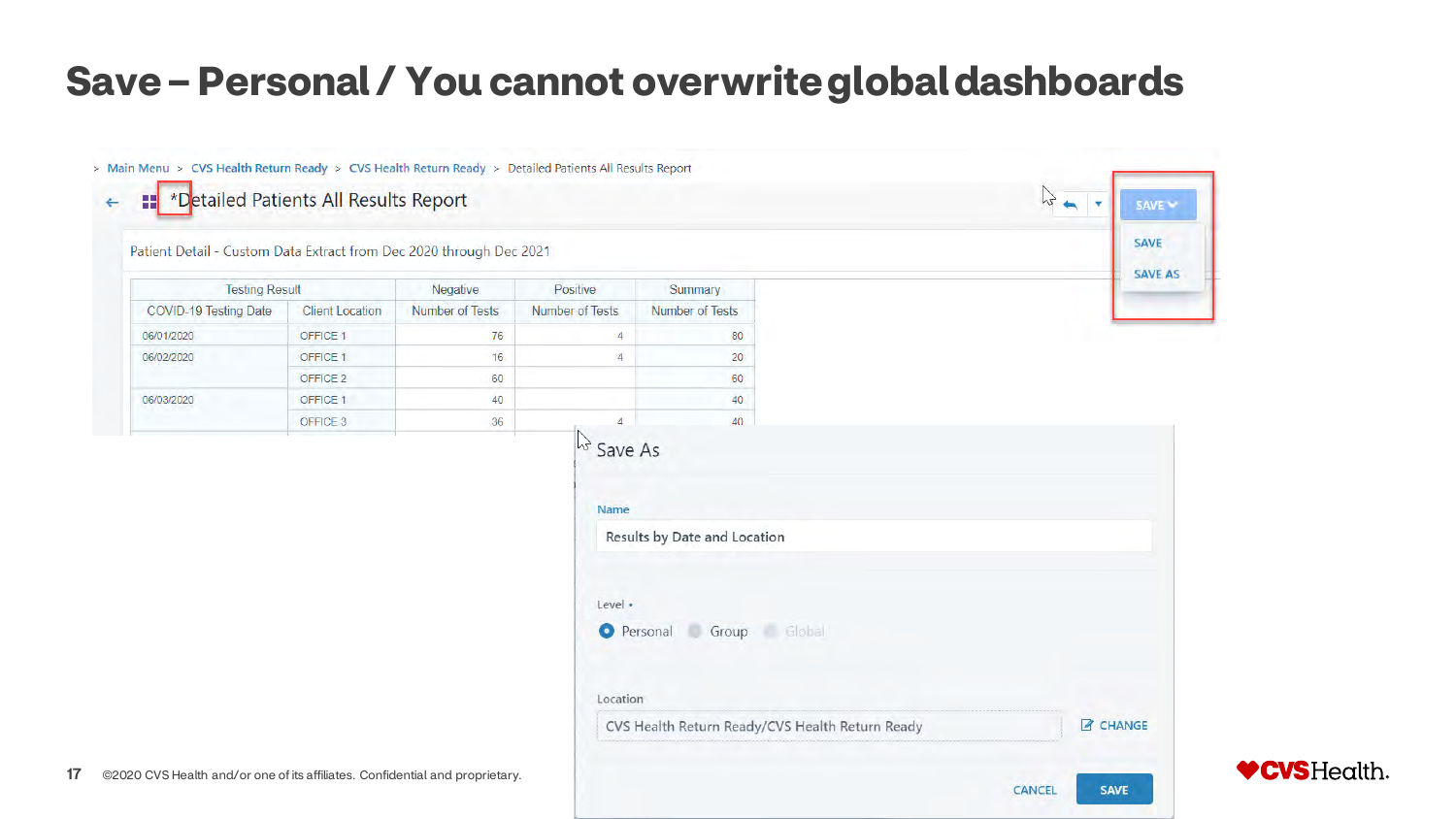# Save – Personal / You cannot overwrite global dashboards

> Main Menu > CVS Health Return Ready > CVS Health Return Ready > Detailed Patients All Results Report

*Detailed Patients All Results Report

SAVE
- SAVE
- SAVE AS

Patient Detail - Custom Data Extract from Dec 2020 through Dec 2021

| Testing Result | | Negative | Positive | Summary |
|---|---|---|---|---|
| COVID-19 Testing Date | Client Location | Number of Tests | Number of Tests | Number of Tests |
| 06/01/2020 | OFFICE 1 | 76 | 4 | 80 |
| 06/02/2020 | OFFICE 1 | 16 | 4 | 20 |
| | OFFICE 2 | 60 | | 60 |
| 06/03/2020 | OFFICE 1 | 40 | | 40 |
| | OFFICE 3 | 36 | 4 | 40 |

**Save As**

Name

Results by Date and Location

Level •

- (•) Personal
- ( ) Group
- ( ) Global

Location

CVS Health Return Ready/CVS Health Return Ready — CHANGE

CANCEL | SAVE

©2020 CVS Health and/or one of its affiliates. Confidential and proprietary.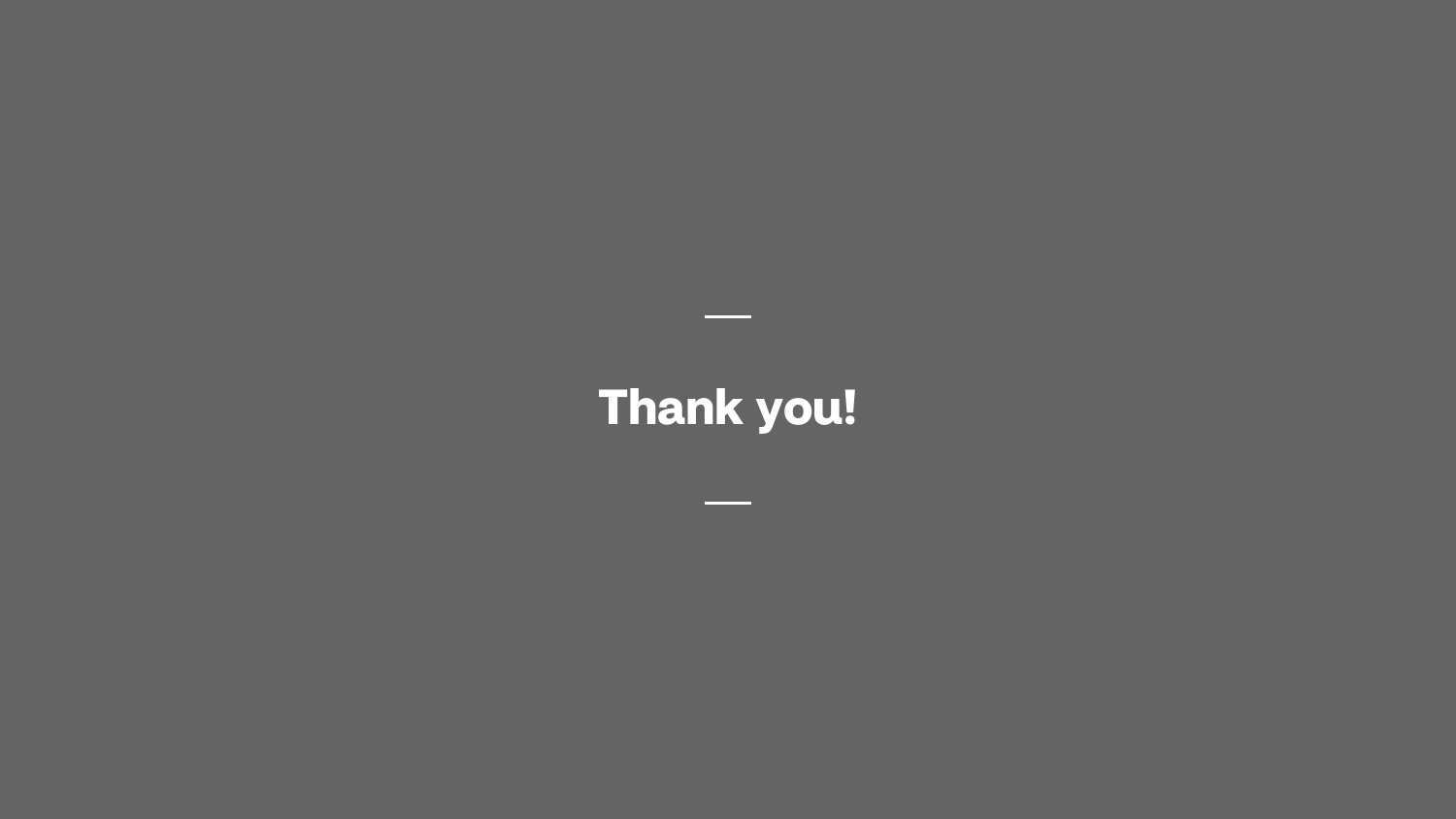# Thank you!